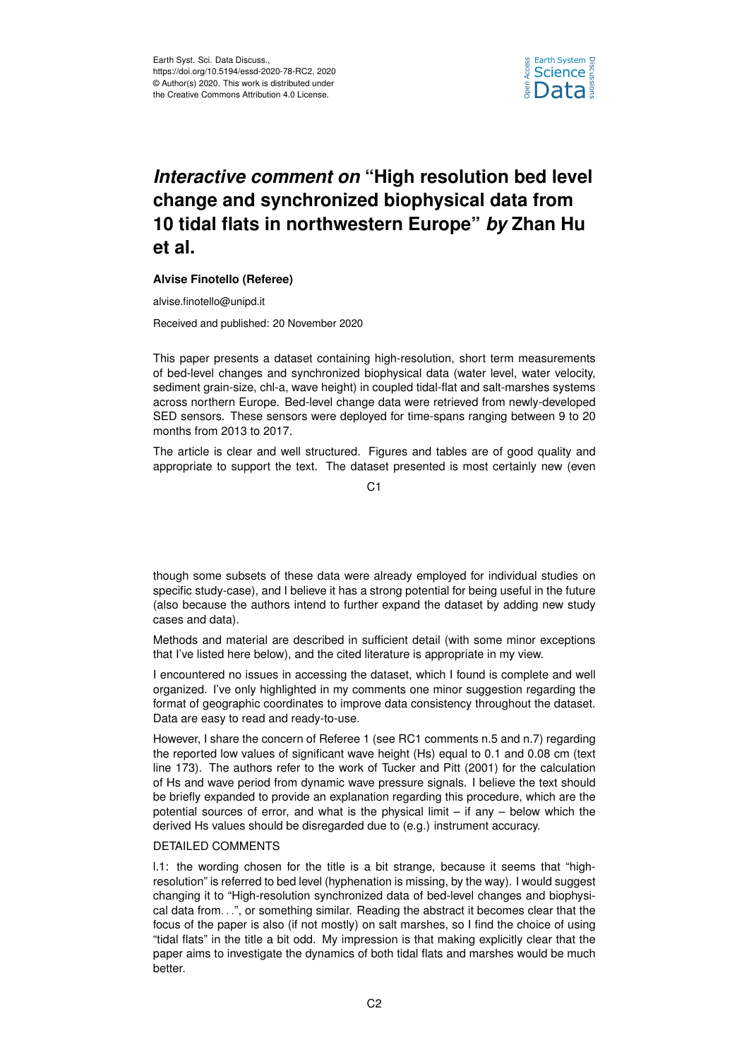# *Interactive comment on* "High resolution bed level change and synchronized biophysical data from 10 tidal flats in northwestern Europe" *by* Zhan Hu et al.

**Alvise Finotello (Referee)**

alvise.finotello@unipd.it

Received and published: 20 November 2020

This paper presents a dataset containing high-resolution, short term measurements of bed-level changes and synchronized biophysical data (water level, water velocity, sediment grain-size, chl-a, wave height) in coupled tidal-flat and salt-marshes systems across northern Europe. Bed-level change data were retrieved from newly-developed SED sensors. These sensors were deployed for time-spans ranging between 9 to 20 months from 2013 to 2017.

The article is clear and well structured. Figures and tables are of good quality and appropriate to support the text. The dataset presented is most certainly new (even though some subsets of these data were already employed for individual studies on specific study-case), and I believe it has a strong potential for being useful in the future (also because the authors intend to further expand the dataset by adding new study cases and data).

Methods and material are described in sufficient detail (with some minor exceptions that I've listed here below), and the cited literature is appropriate in my view.

I encountered no issues in accessing the dataset, which I found is complete and well organized. I've only highlighted in my comments one minor suggestion regarding the format of geographic coordinates to improve data consistency throughout the dataset. Data are easy to read and ready-to-use.

However, I share the concern of Referee 1 (see RC1 comments n.5 and n.7) regarding the reported low values of significant wave height (Hs) equal to 0.1 and 0.08 cm (text line 173). The authors refer to the work of Tucker and Pitt (2001) for the calculation of Hs and wave period from dynamic wave pressure signals. I believe the text should be briefly expanded to provide an explanation regarding this procedure, which are the potential sources of error, and what is the physical limit – if any – below which the derived Hs values should be disregarded due to (e.g.) instrument accuracy.

DETAILED COMMENTS

l.1: the wording chosen for the title is a bit strange, because it seems that "high-resolution" is referred to bed level (hyphenation is missing, by the way). I would suggest changing it to "High-resolution synchronized data of bed-level changes and biophysical data from…", or something similar. Reading the abstract it becomes clear that the focus of the paper is also (if not mostly) on salt marshes, so I find the choice of using "tidal flats" in the title a bit odd. My impression is that making explicitly clear that the paper aims to investigate the dynamics of both tidal flats and marshes would be much better.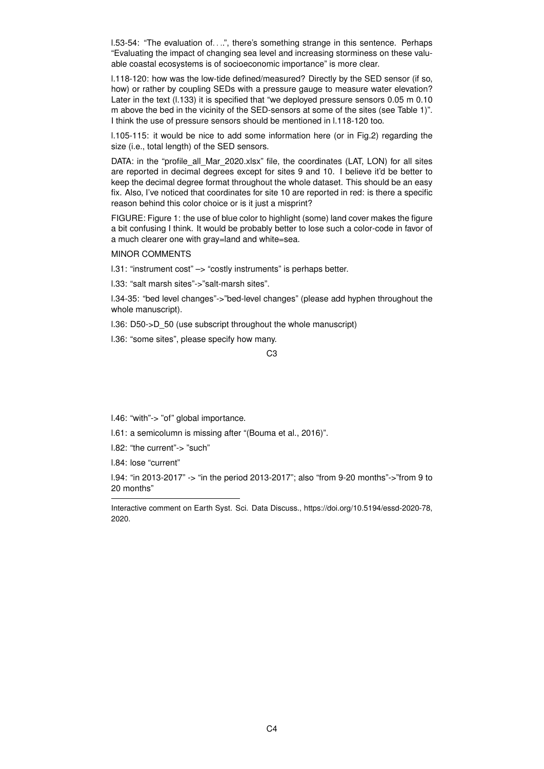l.53-54: “The evaluation of. . ..”, there’s something strange in this sentence. Perhaps “Evaluating the impact of changing sea level and increasing storminess on these valuable coastal ecosystems is of socioeconomic importance” is more clear.

l.118-120: how was the low-tide defined/measured? Directly by the SED sensor (if so, how) or rather by coupling SEDs with a pressure gauge to measure water elevation? Later in the text (l.133) it is specified that “we deployed pressure sensors 0.05 m 0.10 m above the bed in the vicinity of the SED-sensors at some of the sites (see Table 1)”. I think the use of pressure sensors should be mentioned in l.118-120 too.

l.105-115: it would be nice to add some information here (or in Fig.2) regarding the size (i.e., total length) of the SED sensors.

DATA: in the “profile_all_Mar_2020.xlsx” file, the coordinates (LAT, LON) for all sites are reported in decimal degrees except for sites 9 and 10. I believe it’d be better to keep the decimal degree format throughout the whole dataset. This should be an easy fix. Also, I’ve noticed that coordinates for site 10 are reported in red: is there a specific reason behind this color choice or is it just a misprint?

FIGURE: Figure 1: the use of blue color to highlight (some) land cover makes the figure a bit confusing I think. It would be probably better to lose such a color-code in favor of a much clearer one with gray=land and white=sea.

MINOR COMMENTS

l.31: “instrument cost” –> “costly instruments” is perhaps better.

l.33: “salt marsh sites”->”salt-marsh sites”.

l.34-35: “bed level changes”->”bed-level changes” (please add hyphen throughout the whole manuscript).

l.36: D50->D_50 (use subscript throughout the whole manuscript)

l.36: “some sites”, please specify how many.

l.46: “with”-> ”of” global importance.

l.61: a semicolumn is missing after “(Bouma et al., 2016)”.

l.82: “the current”-> ”such”

l.84: lose “current”

l.94: “in 2013-2017” -> “in the period 2013-2017”; also “from 9-20 months”->”from 9 to 20 months”

---

Interactive comment on Earth Syst. Sci. Data Discuss., https://doi.org/10.5194/essd-2020-78, 2020.